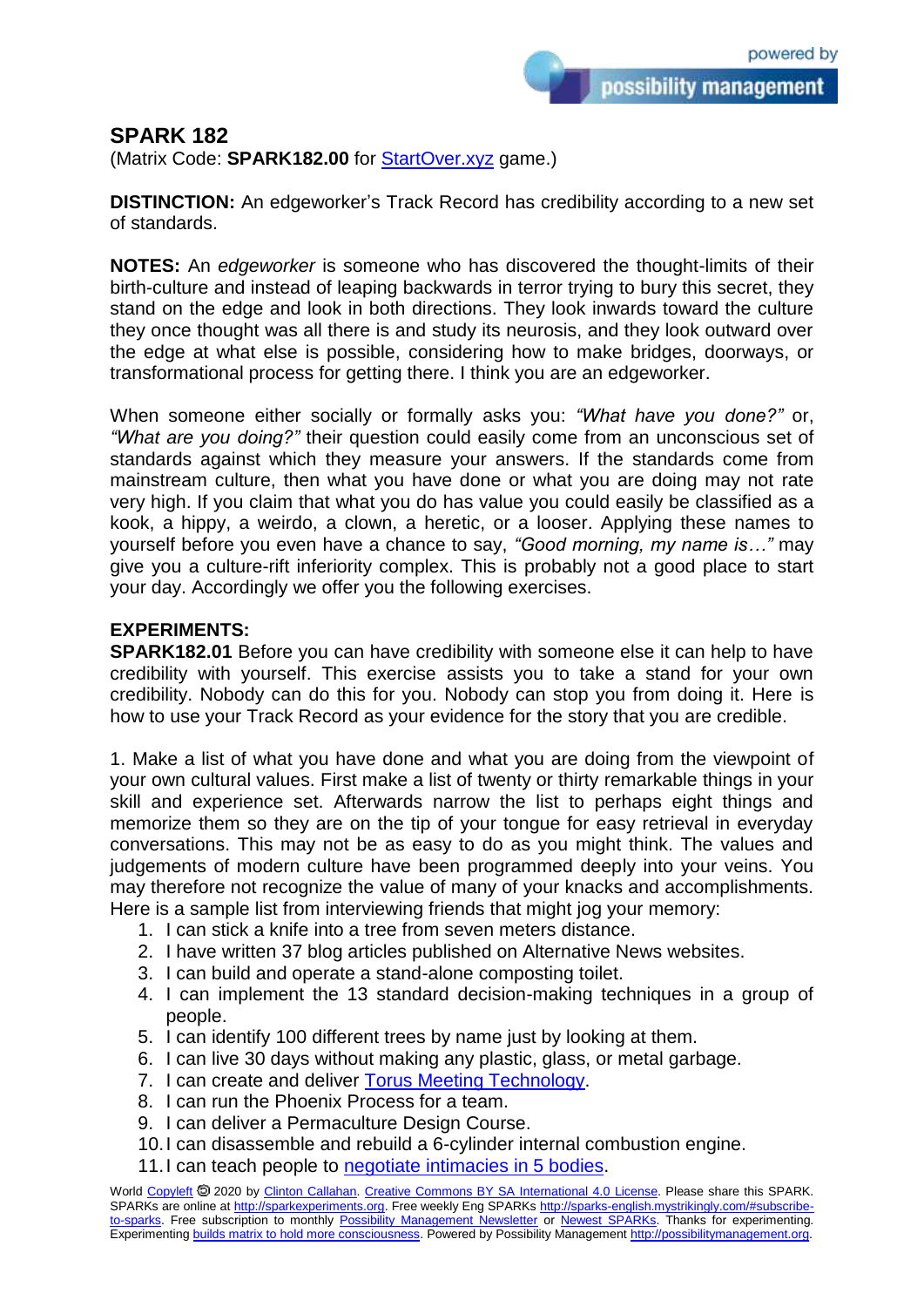# SPARK 182

(Matrix Code: **SPARK182.00** for StartOver.xyz game.)

**DISTINCTION:** An edgeworker's Track Record has credibility according to a new set of standards.

**NOTES:** An *edgeworker* is someone who has discovered the thought-limits of their birth-culture and instead of leaping backwards in terror trying to bury this secret, they stand on the edge and look in both directions. They look inwards toward the culture they once thought was all there is and study its neurosis, and they look outward over the edge at what else is possible, considering how to make bridges, doorways, or transformational process for getting there. I think you are an edgeworker.

When someone either socially or formally asks you: *"What have you done?"* or, *"What are you doing?"* their question could easily come from an unconscious set of standards against which they measure your answers. If the standards come from mainstream culture, then what you have done or what you are doing may not rate very high. If you claim that what you do has value you could easily be classified as a kook, a hippy, a weirdo, a clown, a heretic, or a looser. Applying these names to yourself before you even have a chance to say, *"Good morning, my name is…"* may give you a culture-rift inferiority complex. This is probably not a good place to start your day. Accordingly we offer you the following exercises.

**EXPERIMENTS:**

**SPARK182.01** Before you can have credibility with someone else it can help to have credibility with yourself. This exercise assists you to take a stand for your own credibility. Nobody can do this for you. Nobody can stop you from doing it. Here is how to use your Track Record as your evidence for the story that you are credible.

1. Make a list of what you have done and what you are doing from the viewpoint of your own cultural values. First make a list of twenty or thirty remarkable things in your skill and experience set. Afterwards narrow the list to perhaps eight things and memorize them so they are on the tip of your tongue for easy retrieval in everyday conversations. This may not be as easy to do as you might think. The values and judgements of modern culture have been programmed deeply into your veins. You may therefore not recognize the value of many of your knacks and accomplishments. Here is a sample list from interviewing friends that might jog your memory:

1. I can stick a knife into a tree from seven meters distance.
2. I have written 37 blog articles published on Alternative News websites.
3. I can build and operate a stand-alone composting toilet.
4. I can implement the 13 standard decision-making techniques in a group of people.
5. I can identify 100 different trees by name just by looking at them.
6. I can live 30 days without making any plastic, glass, or metal garbage.
7. I can create and deliver Torus Meeting Technology.
8. I can run the Phoenix Process for a team.
9. I can deliver a Permaculture Design Course.
10. I can disassemble and rebuild a 6-cylinder internal combustion engine.
11. I can teach people to negotiate intimacies in 5 bodies.

World Copyleft 🄯 2020 by Clinton Callahan. Creative Commons BY SA International 4.0 License. Please share this SPARK. SPARKs are online at http://sparkexperiments.org. Free weekly Eng SPARKs http://sparks-english.mystrikingly.com/#subscribe-to-sparks. Free subscription to monthly Possibility Management Newsletter or Newest SPARKs. Thanks for experimenting. Experimenting builds matrix to hold more consciousness. Powered by Possibility Management http://possibilitymanagement.org.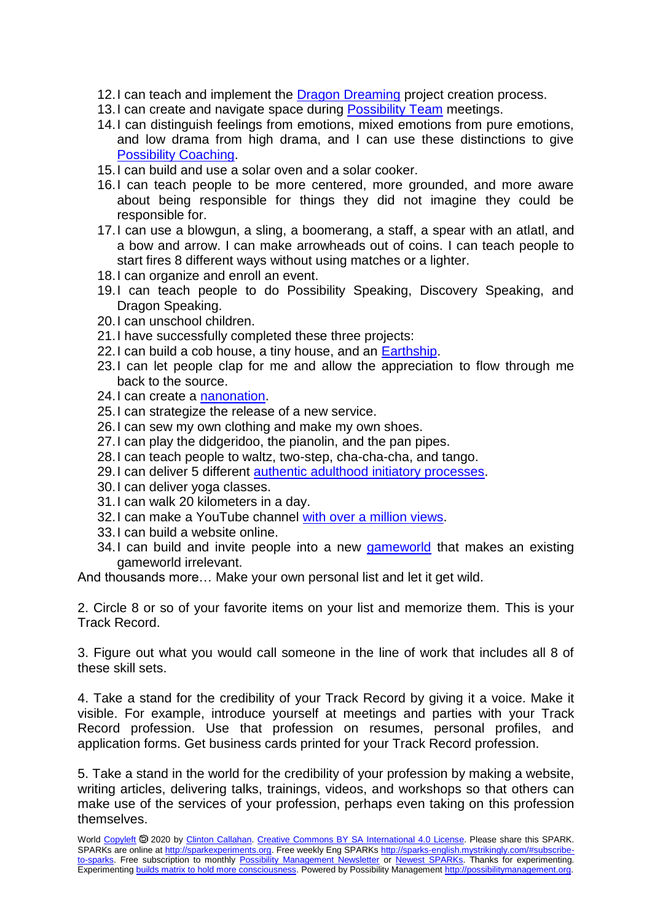12. I can teach and implement the Dragon Dreaming project creation process.
13. I can create and navigate space during Possibility Team meetings.
14. I can distinguish feelings from emotions, mixed emotions from pure emotions, and low drama from high drama, and I can use these distinctions to give Possibility Coaching.
15. I can build and use a solar oven and a solar cooker.
16. I can teach people to be more centered, more grounded, and more aware about being responsible for things they did not imagine they could be responsible for.
17. I can use a blowgun, a sling, a boomerang, a staff, a spear with an atlatl, and a bow and arrow. I can make arrowheads out of coins. I can teach people to start fires 8 different ways without using matches or a lighter.
18. I can organize and enroll an event.
19. I can teach people to do Possibility Speaking, Discovery Speaking, and Dragon Speaking.
20. I can unschool children.
21. I have successfully completed these three projects:
22. I can build a cob house, a tiny house, and an Earthship.
23. I can let people clap for me and allow the appreciation to flow through me back to the source.
24. I can create a nanonation.
25. I can strategize the release of a new service.
26. I can sew my own clothing and make my own shoes.
27. I can play the didgeridoo, the pianolin, and the pan pipes.
28. I can teach people to waltz, two-step, cha-cha-cha, and tango.
29. I can deliver 5 different authentic adulthood initiatory processes.
30. I can deliver yoga classes.
31. I can walk 20 kilometers in a day.
32. I can make a YouTube channel with over a million views.
33. I can build a website online.
34. I can build and invite people into a new gameworld that makes an existing gameworld irrelevant.

And thousands more… Make your own personal list and let it get wild.

2. Circle 8 or so of your favorite items on your list and memorize them. This is your Track Record.

3. Figure out what you would call someone in the line of work that includes all 8 of these skill sets.

4. Take a stand for the credibility of your Track Record by giving it a voice. Make it visible. For example, introduce yourself at meetings and parties with your Track Record profession. Use that profession on resumes, personal profiles, and application forms. Get business cards printed for your Track Record profession.

5. Take a stand in the world for the credibility of your profession by making a website, writing articles, delivering talks, trainings, videos, and workshops so that others can make use of the services of your profession, perhaps even taking on this profession themselves.

World Copyleft 🄯 2020 by Clinton Callahan. Creative Commons BY SA International 4.0 License. Please share this SPARK. SPARKs are online at http://sparkexperiments.org. Free weekly Eng SPARKs http://sparks-english.mystrikingly.com/#subscribe-to-sparks. Free subscription to monthly Possibility Management Newsletter or Newest SPARKs. Thanks for experimenting. Experimenting builds matrix to hold more consciousness. Powered by Possibility Management http://possibilitymanagement.org.